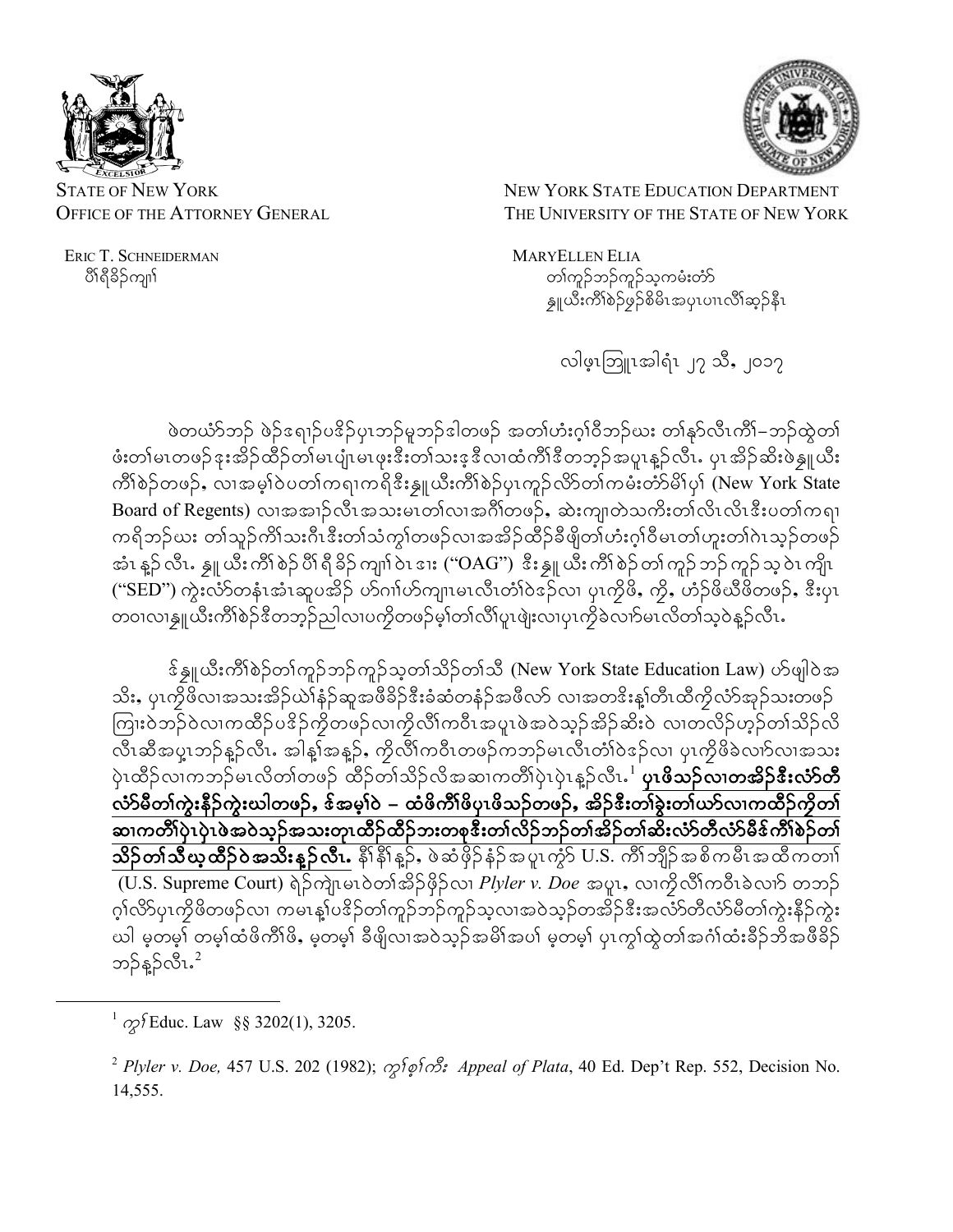STATE OF NEW YORK
OFFICE OF THE ATTORNEY GENERAL

ERIC T. SCHNEIDERMAN
ပီၢ်ရီခိၣ်ကျၢ်

NEW YORK STATE EDUCATION DEPARTMENT
THE UNIVERSITY OF THE STATE OF NEW YORK

MARYELLEN ELIA
တၢ်ကူၣ်ဘၣ်ကူၣ်သ့ကမံးတံာ်
 နယူယီးကီၢ်စဲၣ်ဖှၣ်စိမိၤအပှၤပၢၤလိၢ်ဆ့ၣ်နီၤ

လါဖ့ၤဘြူၤအါရံၤ ၂၇ သီ, ၂၀၁၇

ဖဲတယံာ်ဘၣ် ဖဲၣ်ဧရၢၣ်ပဒိၣ်ပှၤဘၣ်မူဘၣ်ဒါတဖၣ် အတၢ်ဟံးဂ့ၢ်ဝီဘၣ်ယး တၢ်နာ်လီၤကီၢ်–ဘၣ်ထွဲတၢ် ဖံးတၢ်မၤတဖၣ်ဒုးအိၣ်ထိၣ်တၢ်မၤပျံၤမၤဖုးဒီးတၢ်သးဒ့ဒီလၢထံကီၢ်ဒီတဘ့ၣ်အပူၤန့ၣ်လီၤ. ပှၤအိၣ်ဆိးဖဲနယူယီး ကီၢ်စဲၣ်တဖၣ်, လၢအမ့ၢ်ဝဲပတၢ်ကရၢကရိဒီးနယူယီးကီၢ်စဲၣ်ပှၤကူၣ်လိာ်တၢ်ကမံးတံာ်မိၢ်ပှၢ် (New York State Board of Regents) လၢအအၢၣ်လီၤအသးမၤတၢ်လၢအဂီၢ်တဖၣ်, ဆဲးကျၢတဲသကိးတၢ်လီၤလီၤဒီးပတၢ်ကရၢ ကရိဘၣ်ယး တၢ်သူၣ်ကၢ်သးဂီၤဒီးတၢ်သံကွၢ်တဖၣ်လၢအအိၣ်ထိၣ်ခီဖျိတၢ်ဟံးဂ့ၢ်ဝီမၤတၢ်ဟူးတၢ်ဂဲၤသ့ၣ်တဖၣ် အံၤ နူၣ် လီၤ. နယူ ယီး ကီၢ် စဲၣ် ပီၢ် ရီ ခိၣ် ကျၢ် ဝဲၤ ဒၢး ("OAG") ဒီး နယူ ယီး ကီၢ် စဲၣ် တၢ် ကူၣ် ဘၣ် ကူၣ် သ့ ဝဲၤ ကျိၤ ("SED") ကွဲးလံာ်တနံၤအံၤဆူပအိၣ် ဟ်ဂၢၢ်ဟ်ကျၢၤမၤလီၤတံၢ်ဝဲဒၣ်လၢ ပှၤကိဖိ, ကို, ဟံၣ်ဖိယီဖိတဖၣ်, ဒီးပှၤ တဝၢလၢနယူယီးကီၢ်စဲၣ်ဒီတဘ့ၣ်ညါလၢပကိုတဖၣ်မ့ၢ်တၢ်လီၢ်ပူၤဖျဲးလၢပှၤကိုခဲလၢာ်မၤလိတၢ်သ့ဝဲနူၣ်လီၤ.

ဒ်နယူယီးကီၢ်စဲၣ်တၢ်ကူၣ်ဘၣ်ကူၣ်သ့တၢ်သိၣ်တၢ်သီ (New York State Education Law) ဟ်ဖျါဝဲအ သိး, ပှၤကိုဖိလၢအသးအိၣ်ယံၢ်နံၣ်ဆူအဖိခိၣ်ဒီးခံဆံတနံၣ်အဖီလာ် လၢအတဒိးန့ၢ်တီၤထီကိုလံာ်အုၣ်သးတဖၣ် ကြၢးဝဲဘၣ်ဝဲလၢကထိၣ်ပဒိၣ်ကိုတဖၣ်လၢကိုလိၢ်ကဝီၤအပူၤဖဲအဝဲသ့ၣ်အိၣ်ဆိးဝဲ လၢတလိၣ်ဟ့ၣ်တၢ်သိၣ်လိ လီၤဆီအပှ့ၤဘၣ်နူၣ်လီၤ. အါန့ၢ်အနူၣ်, ကိုလိၢ်ကဝီၤတဖၣ်ကဘၣ်မၤလီၤတံၢ်ဝဲဒၣ်လၢ ပှၤကိုဖိခဲလၢာ်လၢအသး ပှဲၤထိၣ်လၢကဘၣ်မၤလိတၢ်တဖၣ် ထိၣ်တၢ်သိၣ်လိအဆၢကတီၢ်ပှဲၤပှဲၤနူၣ်လီၤ.[1] **ပှၤဖိသၣ်လၢတအိၣ်ဒီးလံာ်တီ လံာ်မီတၢ်ကွဲးနီၣ်ကွဲးဃါတဖၣ်, ဒ်အမ့ၢ်ဝဲ – ထံဖိကီၢ်ဖိပှၤဖိသၣ်တဖၣ်, အိၣ်ဒီးတၢ်ခွဲးတၢ်ယာ်လၢကထိၣ်ကိုတၢ် ဆၢကတီၢ်ပှဲၤပှဲၤဖဲအဝဲသ့ၣ်အသးတုၤထိၣ်ထိၣ်ဘးတစုဒီးတၢ်လိၣ်ဘၣ်တၢ်အိၣ်တၢ်ဆိးလံာ်တီလံာ်မီဒ်ကီၢ်စဲၣ်တၢ် သိၣ်တၢ်သီဃုထိၣ်ဝဲအသိးနူၣ်လီၤ.** နီၢ်နီၢ်နူၣ်, ဖဲဆံဖှိၣ်နံၣ်အပူၤကွံာ် U.S. ကီၢ်ဘျိၣ်အစိကမီၤအထိကတၢၢ် (U.S. Supreme Court) ရဲၣ်ကျဲၤမၤဝဲတၢ်အိၣ်ဖှိၣ်လၢ *Plyler v. Doe* အပူၤ, လၢကိုလိၢ်ကဝီၤခဲလၢာ် တဘၣ် ဂ့ၢ်လိာ်ပှၤကိုဖိတဖၣ်လၢ ကမၤန့ၢ်ပဒိၣ်တၢ်ကူၣ်ဘၣ်ကူၣ်သ့လၢအဝဲသ့ၣ်တအိၣ်ဒီးအလံာ်တီလံာ်မီတၢ်ကွဲးနီၣ်ကွဲး ဃါ မ့တမ့ၢ် တမ့ၢ်ထံဖိကီၢ်ဖိ, မ့တမ့ၢ် ခီဖျိလၢအဝဲသ့ၣ်အမိၢ်အပၢ် မ့တမ့ၢ် ပှၤကွၢ်ထွဲတၢ်အဂၢၢ်ထံးခိၣ်ဘိအဖီခိၣ် ဘၣ်နူၣ်လီၤ.[2]

---

[1] ကွၢ် Educ. Law §§ 3202(1), 3205.

[2] *Plyler v. Doe,* 457 U.S. 202 (1982); ကွၢ်စ့ၢ်ကီး *Appeal of Plata*, 40 Ed. Dep't Rep. 552, Decision No. 14,555.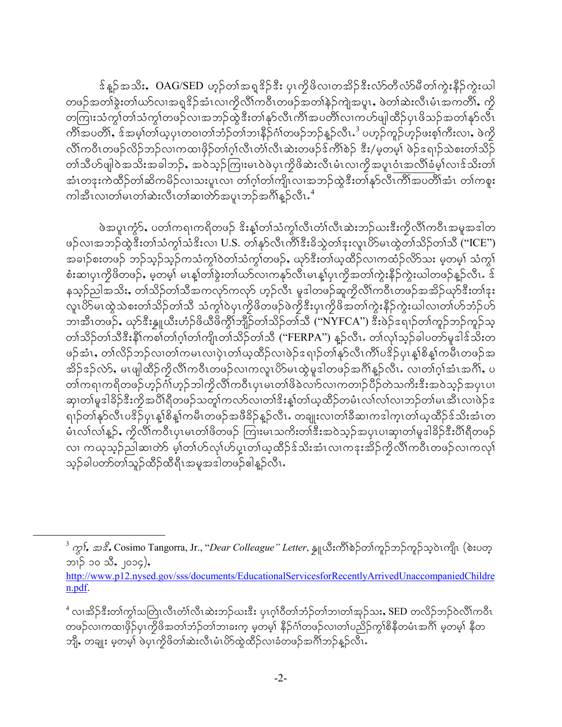ဒ်န့ၣ်အသိး, OAG/SED ဟ့ၣ်တၢ်အရှဒိၣ်ဒိး ပှၤကိၢ်ဖိလၢတအိၣ်ဒီးလံာ်တီလံာ်မီတၢ်ကွဲးနီၣ်ကွဲးယါ တဖၣ်အတၢ်ခွဲးတၢ်ယာ်လၢအရှဒိၣ်အံၤလၢကိၣ်လီၢ်ကဝီၤတဖၣ်အတၢ်နဲၣ်ကျဲအပူၤ, ဖဲတၢ်ဆဲးလီၤမံၤအကတိၢ်, ကိ တကြၢးသံကွၢ်တၢ်သံကွၢ်တဖၣ်လၢအဘၣ်ထွဲဒီးတၢ်နာ်လီၤကီၢ်အပတီၢ်လၢကဟ်ဖျါထိၣ်ပှၤဖိသၣ်အတၢ်နာ်လီၤ ကီၢ်အပတီၢ်, ဒ်အမ့ၢ်တၢ်ယ့ပှၤတဝၢတၢ်ဘံၣ်တၢ်ဘၢနီၣ်ဂံၢ်တဖၣ်ဘၣ်န့ၣ်လီၤ.[3] ပဟ့ၣ်ကူၣ်ဟ့ၣ်ဖးစ့ၢ်ကီးလၢ, ဖဲကို လီၢ်ကဝီၤတဖၣ်လိၣ်ဘၣ်လၢကထၢဖိုၣ်တၢ်ဂ့ၢ်လီၤတံၢ်လီၤဆဲးတဖၣ်ဒ်ကီၢ်စဲၣ် ဒီး/မ့တမ့ၢ် ဖဲၣ်ဒရၢၣ်သဲစးတၢ်သိၣ် တၢ်သီဟ်ဖျါဝဲအသိးအခါဘၣ်, အဝဲသ့ၣ်ကြၢးမၤဝဲဖဲပှၤကိၢ်ဖိဆဲးလီၤမံၤလၢကိၢ်အပူၤဝံၤအလီၢ်ခံမ့ၢ်လၢဒ်သိးတၢ် အံၤတဒုးကဲထိၣ်တၢ်ဆိကမိၣ်လၢသးပူၤလၢ တၢ်ဂ့ၢ်တၢ်ကျိၤလၢအဘၣ်ထွဲဒီးတၢ်နာ်လီၤကီၢ်အပတီၢ်အံၤ တၢ်ကစူး ကါအီၤလၢတၢ်မၤတၢ်ဆဲးလီၤတၢ်ဆၢတဲာ်အပူၤဘၣ်အဂီၢ်န့ၣ်လီၤ.[4]

ဖဲအပူၤကွံာ်, ပတၢ်ကရၢကရိတဖၣ် ဒိးန့ၢ်တၢ်သံကွၢ်လီၤတံၢ်လီၤဆဲးဘၣ်ယးဒီးကိၣ်လီၢ်ကဝီၤအမူအဒါတ ဖၣ်လၢအဘၣ်ထွဲဒီးတၢ်သံကွၢ်သံဒိးလၢ U.S. တၢ်နာ်လီၤကီၢ်ဒီးခိသွဲတၢ်ဒုးလူၤပိာ်မၤထွဲတၢ်သိၣ်တၢ်သီ ("ICE") အခၢၣ်စးတဖၣ် ဘၣ်သ့ၣ်သ့ၣ်ကသံကွၢ်ဝဲတၢ်သံကွၢ်တဖၣ်, ယှာ်ဒီးတၢ်ယ့ထိၣ်လၢကထံၣ်လိာ်သး မ့တမ့ၢ် သံကွၢ် စံးဆၢပှၤကိၢ်ဖိတဖၣ်, မ့တမ့ၢ် မၤန့ၢ်တၢ်ခွဲးတၢ်ယာ်လၢကနာ်လီၤမၤန့ၢ်ပှၤကိၢ်အတၢ်ကွဲးနီၣ်ကွဲးယါတဖၣ်နၣ်လီၤ. ဒ် နသ့ၣ်ညါအသိး, တၢ်သိၣ်တၢ်သီအကလုာ်ကလုာ် ဟ့ၣ်လီၤ မူဒါတဖၣ်ဆူကိၣ်လီၢ်ကဝီၤတဖၣ်အအိၣ်ယှာ်ဒီးတၢ်ဒုး လူၤပိာ်မၤထွဲသဲစးတၢ်သိၣ်တၢ်သီ သံကွၢ်ဝဲပှၤကိၢ်ဖိတဖၣ်ဖဲကိၢ်ဒီးပှၤကိၢ်ဖိအတၢ်ကွဲးနီၣ်ကွဲးယါလၢတၢ်ဟ်ဘံၣ်ဟ် ဘၢအီၤတဖၣ်, ယှာ်ဒီးနူယီးဟံၣ်ဖိယီဖိကွိၢ်ဘျိၣ်တၢ်သိၣ်တၢ်သီ ("NYFCA") ဒီးဖဲၣ်ဒရၢၣ်တၢ်ကူၣ်ဘၣ်ကူၣ်သ့ တၢ်သိၣ်တၢ်သီဒီးနီၢ်ကစၢ်တၢ်ဂ့ၢ်တၢ်ကျိၤတၢ်သိၣ်တၢ်သီ ("FERPA") န့ၣ်လီၤ. တၢ်လုၢ်သ့ၣ်ခါပတာ်မူဒါဒ်သိးတ ဖၣ်အံၤ, တၢ်လိၣ်ဘၣ်လၢတၢ်ကမၤလၢပှဲၤတၢ်ယ့ထိၣ်လၢဖဲၣ်ဒရၢၣ်တၢ်နာ်လီၤကီၢ်ပဒိၣ်ပှၤန့ၢ်စိန့ၢ်ကမီၤတဖၣ်အ အိၣ်ဒၣ်လဲာ်, မၤဖျါထိၣ်ကိၣ်လီၢ်ကဝီၤတဖၣ်လၢကလူၤပိာ်မၤထွဲမူဒါတဖၣ်အဂီၢ်န့ၣ်လီၤ. လၢတၢ်ဂ့ၢ်အံၤအဂီၢ်, ပ တၢ်ကရၢကရိတဖၣ်ဟ့ၣ်ဂံၢ်ဟ့ၣ်ဘါကိၣ်လီၢ်ကဝီၤပှၤမၤတၢ်ဖိခဲလၢာ်လၢကတၢၣ်ပိၣ်တဲသကိႏဒိးအဝဲသ့ၣ်အပှၤပၢ ဆှၢတၢ်မူဒါခိၣ်ဒီးကိၣ်အပီၢ်ရိတဖၣ်သတ့ၢ်ကလာ်လၢတၢ်ဒိးန့ၢ်တၢ်ယ့ထိၣ်တမံၤလၢ်လၢ်လၢဘၣ်တၢ်မၤအီၤလၢဖဲၣ်ဒ ရၢၣ်တၢ်နာ်လီၤပဒိၣ်ပှၤန့ၢ်စိန့ၢ်ကမီၤတဖၣ်အဖီခိၣ်န့ၣ်လီၤ. တချုးလၢတၢ်ခီဆၢကဒါက့ၤတၢ်ယ့ထိၣ်ဒ်သိးအံၤတ မံၤလၢ်လၢ်န့ၣ်, ကိၣ်လီၢ်ကဝီၤပှၤမၤတၢ်ဖိတဖၣ် ကြၢးမၤသကိးတၢ်ဒီးအဝဲသ့ၣ်အပှၤပၢဆှၢတၢ်မူဒါခိၣ်ဒီးပီၢ်ရိတဖၣ် လၢ ကယုသ့ၣ်ညါဆၢတဲာ် မ့ၢ်တၢ်ဟ်လုၢ်ဟ်ပှ့ၤတၢ်ယ့ထိၣ်ဒ်သိးအံၤလၢကဒုးအိၣ်ကိၣ်လီၢ်ကဝီၤတဖၣ်လၢကလုၢ် သ့ၣ်ခါပတာ်တၢ်သူၣ်ထိၣ်ထီရီၤအမူအဒါတဖၣ်ဓါန့ၣ်လီၤ.

---

[3] *ကွၢ်, အဒိ,* Cosimo Tangorra, Jr., "*Dear Colleague" Letter*, နူယီးကီၢ်စဲၣ်တၢ်ကူၣ်ဘၣ်ကူၣ်သ့ဝဲၤကျိၤ (စံးပတ့ ဘၢၣ် ၁၀ သီ, ၂၀၁၄), http://www.p12.nysed.gov/sss/documents/EducationalServicesforRecentlyArrivedUnaccompaniedChildren.pdf.

[4] လၢအိၣ်ဒီးတၢ်ကွၢ်သကြဲၤလီၤတံၢ်လီၤဆဲးဘၣ်ယးဒီး ပှၤဂ့ၢ်ဝီတၢ်ဘံၣ်တၢ်ဘၢတၢ်အုၣ်သး, SED တလိၣ်ဘၣ်ဝဲလီၢ်ကဝီၤ တဖၣ်လၢကထၢဖိုၣ်ပှၤကိၢ်ဖိအတၢ်ဘံၣ်တၢ်ဘၢခးက့ မ့တမ့ၢ် နီၣ်ဂံၢ်တဖၣ်လၢတၢ်ပညိၣ်ကွၢ်စိနီတမံၤအဂီၢ် မ့တမ့ၢ် နီတ ဘျီ, တချုး မ့တမ့ၢ် ဖဲပှၤကိၢ်ဖိတၢ်ဆဲးလီၤမံၤပိာ်ထွဲထိၣ်လၢခံတဖၣ်အဂီၢ်ဘၣ်နၣ်လီၤ.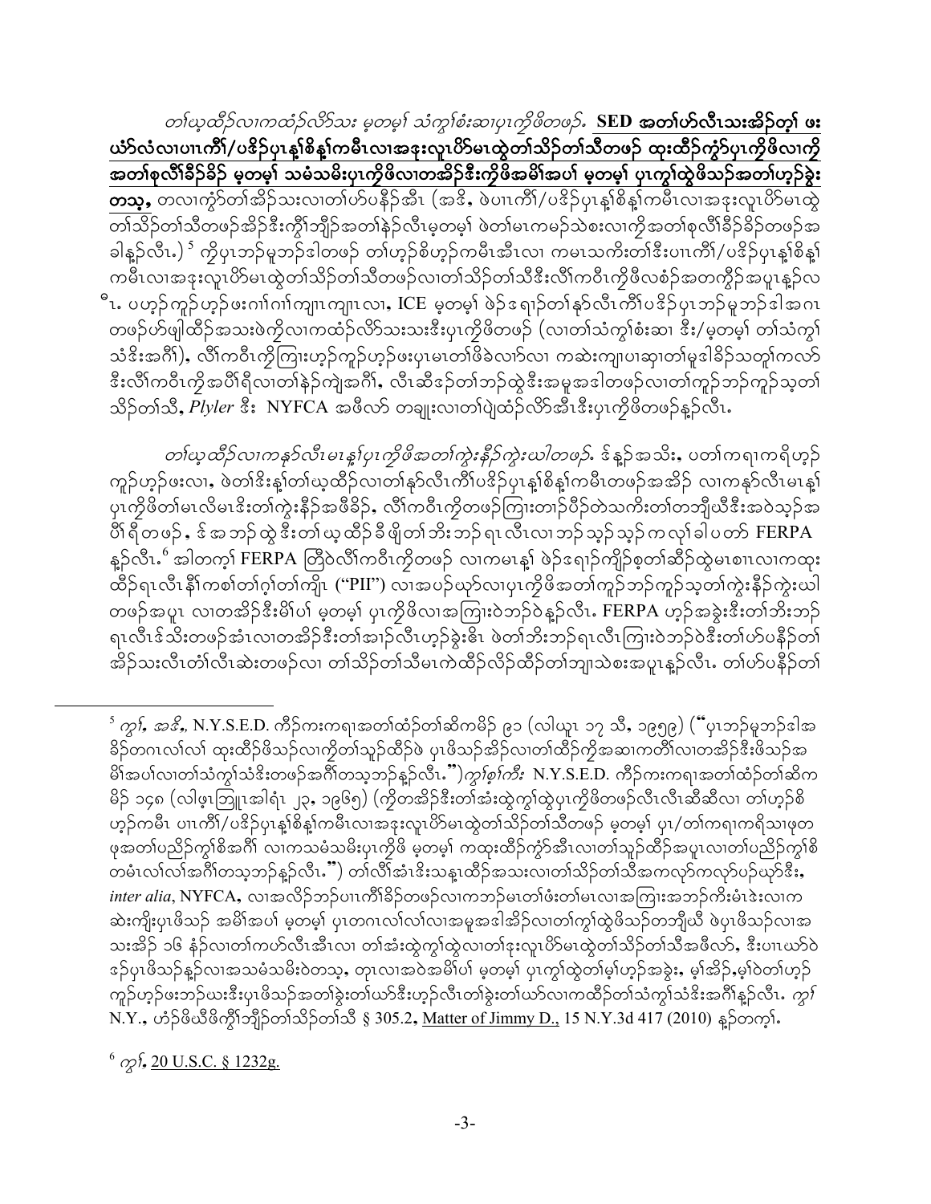*တၢ်ယ့ထီဉ်လၢကထံဉ်လိာ်သး မ့တမ့ၢ် သံကွၢ်စံးဆၢပုၤကိဖိတဖဉ်.* **<u>SED အတၢ်ဟ်လီၤသးအိဉ်တ့ၢ် ဖးယံာ်လံလၢပၢၤကီၢ်/ပဒိဉ်ပုၤနူ်စိနူ်ကမီၤလၢအနးလူၤပိာ်မၤထွဲတၢ်သိဉ်တၢ်သီတဖဉ် ထုးထိဉ်ကွံာ်ပုၤကိဖိလၢကို အတၢ်စုလီၢ်ခီဉ်ခိဉ် မ့တမ့ၢ် သမံသမိးပုၤကိဖိလၢတအိဉ်ဒီးကိုဖိအမိၢ်အပၢ် မ့တမ့ၢ် ပုၤကွၢ်ထွဲဖိသဉ်အတၢ်ဟ့ဉ်ခွဲး တသ့,</u>** <u>တလၢကွံာ်တၢ်အိဉ်သးလၢတၢ်ဟ်ပနီဉ်အီၤ (အဒိ, ဖဲပၢၤကီၢ်/ပဒိဉ်ပုၤနူ်စိနူ်ကမီၤလၢအနးလူၤပိာ်မၤထွဲတၢ်သိဉ်တၢ်သီတဖဉ်အိဉ်ဒီးကွီၢ်ဘျိဉ်အတၢ်နဲဉ်လီၤမ့တမ့ၢ် ဖဲတၢ်မၤကမဉ်သဲစးလၢကိုအတၢ်စုလီၢ်ခီဉ်ခိဉ်တဖဉ်အခါန့ဉ်လီၤ.)</u>[5] ကိုပုၤဘဉ်မူဘဉ်ဒါတဖဉ် တၢ်ဟ့ဉ်စိဟ့ဉ်ကမီၤအီၤလၢ ကမၤသကိးတၢ်ဒီးပၢၤကီၢ်/ပဒိဉ်ပုၤနူ်စိနူ်ကမီၤလၢအနးလူၤပိာ်မၤထွဲတၢ်သိဉ်တၢ်သီတဖဉ်လၢတၢ်သိဉ်တၢ်သီဒီးလီၢ်ကဝီၤကိုဖိလစံၣ်အတကွိဉ်အပူၤန့ဉ်လီၤ. ပဟ့ဉ်ကူဉ်ဟ့ဉ်ဖးဂၢၢ်ဂၢၢ်ကျၢၤကျၢၤလၢ, ICE မ့တမ့ၢ် ဖဲဉ်ဒရၢဉ်တၢ်နာ်လီၤကီၢ်ပဒိဉ်ပုၤဘဉ်မူဘဉ်ဒါအဂၤတဖဉ်ဟ်ဖျါထိဉ်အသးဖဲကိုလၢကထံဉ်လိာ်သးသးဒီးပုၤကိဖိတဖဉ် (လၢတၢ်သံကွၢ်စံးဆၢ ဒီး/မ့တမ့ၢ် တၢ်သံကွၢ်သံဒိးအဂီၢ်), လီၢ်ကဝီၤကိုကြၢးဟ့ဉ်ကူဉ်ဟ့ဉ်ဖးပုၤမၤတၢ်ဖိခဲလၢာ်လၢ ကဆဲးကျၢပၢဆှၢတၢ်မူဒါခိဉ်သတူၢ်ကလာ်ဒီးလီၢ်ကဝီၤကိုအပီၢ်ရီလၢတၢ်နဲဉ်ကျဲအဂီၢ်, လီၤဆီဒဉ်တၢ်ဘဉ်ထွဲဒီးအမူအဒါတဖဉ်လၢတၢ်ကူဉ်ဘဉ်ကူဉ်သ့တၢ်သိဉ်တၢ်သီ, *Plyler* ဒီး NYFCA အဖီလာ် တချုးလၢတၢ်ပျဲထံဉ်လိာ်အီၤဒီးပုၤကိဖိတဖဉ်န့ဉ်လီၤ.

*တၢ်ယ့ထီဉ်လၢကနဉ်လီၤမၤန့ၢ်ပုၤကိဖိအတၢ်ကွဲးနီဉ်ကွဲးယါတဖဉ်.* ဒ်န့ဉ်အသိး, ပတၢ်ကရၢကရိဟ့ဉ်ကူဉ်ဟ့ဉ်ဖးလၢ, ဖဲတၢ်ဒိးန့ၢ်တၢ်ယ့ထီဉ်လၢတၢ်နာ်လီၤကီၢ်ပဒိဉ်ပုၤနူ်စိနူ်ကမီၤတဖဉ်အအိဉ် လၢကနဉ်လီၤမၤန့ၢ်ပုၤကိဖိတၢ်မၤလိမၤဒိးတၢ်ကွဲးနီဉ်အဖီခိဉ်, လီၢ်ကဝီၤကိုတဖဉ်ကြၢးတဲာ်ပိဉ်တဲသကိးတၢ်တဘျီယီဒီးအဝဲသ့ဉ်အပီၢ်ရီတဖဉ်, ဒ်အဘဉ်ထွဲဒီးတၢ်ယ့ထီဉ်ခီဖျိတၢ်ဘံးဘဉ်ရၤလီၤလၢဘဉ်သ့ဉ်သ့ဉ်ကလုၢ်ခါပတာ် FERPA န့ဉ်လီၤ.[6] အါတက့ၢ် FERPA တြီဝဲလီၢ်ကဝီၤကိုတဖဉ် လၢကမၤနူ်ဖဲဉ်ဒရၢဉ်ကျိဉ်စ့တၢ်ဆီဉ်ထွဲမၤစၢၤလၢကထုးထိဉ်ရၤလီၤနီၢ်ကစၢ်တၢ်ဂ့ၢ်တၢ်ကျိၤ ("PII") လၢအပဉ်ယှာ်လၢပုၤကိဖိအတၢ်ကူဉ်ဘဉ်ကူဉ်သ့တၢ်ကွဲးနီဉ်ကွဲးယါတဖဉ်အပူၤ လၢတအိဉ်ဒီးမိၢ်ပၢ် မ့တမ့ၢ် ပုၤကိဖိလၢအကြၢးဝဲဘဉ်ဝဲန့ဉ်လီၤ. FERPA ဟ့ဉ်အခွဲးဒီးတၢ်ဘံးဘဉ်ရၤလီၤဒ်သိးတဖဉ်အံၤလၢတအိဉ်ဒီးတၢ်အၢဉ်လီၤဟ့ဉ်ခွဲးဓိၤ ဖဲတၢ်ဘံးဘဉ်ရၤလီၤကြၢးဝဲဘဉ်ဝဲဒီးတၢ်ဟ်ပနီဉ်တၢ်အိဉ်သးလီၤတံၢ်လီၤဆဲးတဖဉ်လၢ တၢ်သိဉ်တၢ်သီမၤကဲထိဉ်လိဉ်ထိဉ်တၢ်ဘျၢသဲစးအပူၤန့ဉ်လီၤ. တၢ်ဟ်ပနီဉ်တၢ်

---

[5] *ကွၢ်, အဒိ,* N.Y.S.E.D. ကိဉ်ကးကရၢအတၢ်ထံဉ်တၢ်ဆိကမိဉ် ၉၁ (လါယူၤ ၁၇ သီ, ၁၉၅၉) ("ပုၤဘဉ်မူဘဉ်ဒါအခိဉ်တဂၤလၢ်လၢ် ထုးထိဉ်ဖိသဉ်လၢကိုတၢ်သူဉ်ထိဉ်ဖဲ ပုၤဖိသဉ်အိဉ်လၢတၢ်ထိဉ်ကိုအဆၢကတိၢ်လၢတအိဉ်ဒီးဖိသဉ်အမိၢ်အပၢ်လၢတၢ်သံကွၢ်သံဒိးတဖဉ်အဂီၢ်တသ့ဘဉ်န့ဉ်လီၤ.") *ကွၢ်စ့ၢ်ကီး* N.Y.S.E.D. ကိဉ်ကးကရၢအတၢ်ထံဉ်တၢ်ဆိကမိဉ် ၁၄၈ (လါဖ့ၤဘြူၤအါရံၤ ၂၃, ၁၉၆၅) (ကိုတအိဉ်ဒီးတၢ်အံးထွဲကွၢ်ထွဲပုၤကိဖိတဖဉ်လီၤလီၤဆီဆီလၢ တၢ်ဟ့ဉ်စိဟ့ဉ်ကမီၤ ပၢၤကီၢ်/ပဒိဉ်ပုၤနူ်စိနူ်ကမီၤလၢအနးလူၤပိာ်မၤထွဲတၢ်သိဉ်တၢ်သီတဖဉ် မ့တမ့ၢ် ပုၤ/တၢ်ကရၢကရိသၢဖုတဖုအတၢ်ပညိဉ်ကွၢ်စိအဂီၢ် လၢကသမံသမိးပုၤကိုဖိ မ့တမ့ၢ် ကထုးထိဉ်ကွံာ်အီၤလၢတၢ်သူဉ်ထိဉ်အပူၤလၢတၢ်ပညိဉ်ကွၢ်စိတမံၤလၢ်လၢ်အဂီၢ်တသ့ဘဉ်န့ဉ်လီၤ.") တၢ်လီၢ်အံၤဒိးသန့ၤထိဉ်အသးလၢတၢ်သိဉ်တၢ်သီအကလုာ်ကလုာ်ပဉ်ယှာ်ဒီး, *inter alia*, NYFCA, လၢအလိဉ်ဘဉ်ပၢၤကီၢ်ခိဉ်တဖဉ်လၢကဘဉ်မၤတၢ်ဖံးတၢ်မၤလၢအကြၢးအဘဉ်ကီးမံၤဒဲးလၢကဆဲးကျိးပုၤဖိသဉ် အမိၢ်အပၢ် မ့တမ့ၢ် ပုၤတဂၤလၢ်လၢ်လၢအမူအဒါအိဉ်လၢတၢ်ကွၢ်ထွဲဖိသဉ်တဘျီယီ ဖဲပုၤဖိသဉ်လၢအသးအိဉ် ၁၆ နံဉ်လၢတၢ်ကဟ်လီၤအီၤလၢ တၢ်အံးထွဲကွၢ်ထွဲလၢတၢ်ဒုးလူၤပိာ်မၤထွဲတၢ်သိဉ်တၢ်သီအဖီလာ်, ဒီးပၢၤယာ်ဝဲဒဉ်ပုၤဖိသဉ်နူ်လၢအသမံသမိးဝဲတသ့, တုၤလၢအဝဲအမိၢ်ပၢ် မ့တမ့ၢ် ပုၤကွၢ်ထွဲတၢ်မ့ၢ်ဟ့ဉ်အခွဲး, မ့ၢ်အိဉ်,မ့ၢ်ဝဲတၢ်ဟ့ဉ်ကူဉ်ဟ့ဉ်ဖးဘဉ်ယးဒီးပုၤဖိသဉ်အတၢ်ခွဲးတၢ်ယာ်ဒီးဟ့ဉ်လီၤတၢ်ခွဲးတၢ်ယာ်လၢကထိဉ်တၢ်သံကွၢ်သံဒိးအဂီၢ်န့ဉ်လီၤ. *ကွၢ်* N.Y., ဟံဉ်ဖိယီဖိကွီၢ်ဘျိဉ်တၢ်သိဉ်တၢ်သီ § 305.2, <u>Matter of Jimmy D.,</u> 15 N.Y.3d 417 (2010) န့ဉ်တက့ၢ်.

[6] *ကွၢ်,* <u>20 U.S.C. § 1232g.</u>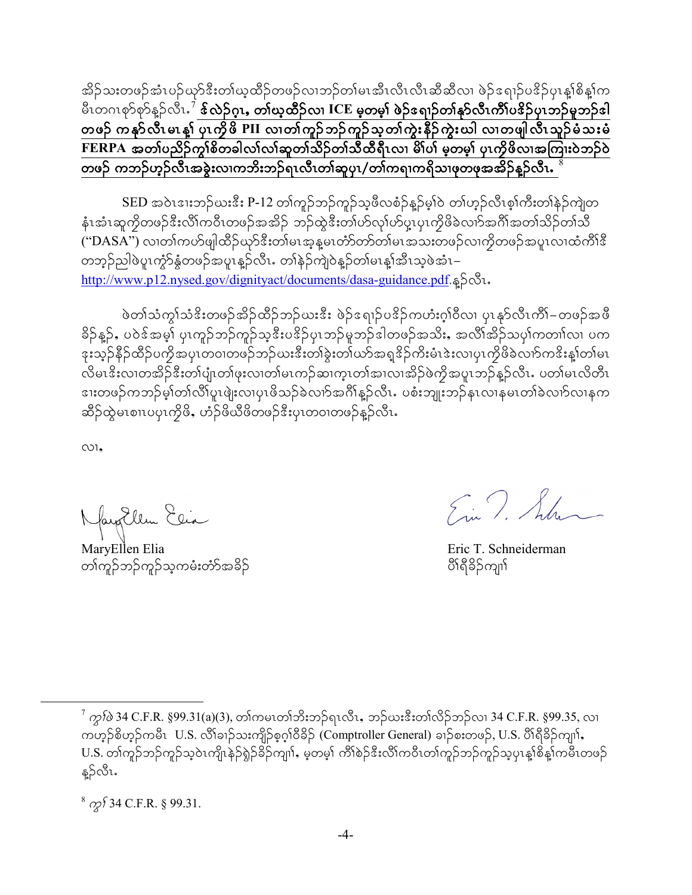အိဉ်သးတဖဉ်အံၤပဉ်ယုာ်ဒီးတၢ်ယုထိဉ်တဖဉ်လၢဘဉ်တၢ်မၤအီၤလီၤလီၤဆီဆီလၢ ဖဲဉ်ဒရၢဉ်ပ‍ဒိဉ်ပှၤနၢ်စိနၢ်ကမီၤတဂၤစုာ်စုာ်နူဉ်လီၤ.[7] **ဒ်လဲဉ်ဂ့ၤ, တၢ်ယုထိဉ်လၢ ICE မ့တမ့ၢ် ဖဲဉ်ဒရၢဉ်တၢ်နုာ်လီၤကီၢ်ပ‍ဒိဉ်ပှၤဘဉ်မူဘဉ်ဒါတဖဉ် ကနုာ်လီၤမၤန့ၢ် ပှၤကို ဖိ PII လၢတၢ်ကူဉ်ဘဉ်ကူဉ်သ့တၢ်ကွဲးနိဉ်ကွဲးဃါ လၢတဖျါလီၤသ့ဉ်မံသးမံ FERPA အတၢ်ပညိဉ်ကွၢ်စိတခါလၢ်လၢ်ဆူတၢ်သိဉ်တၢ်သီထီရီၤလၢ မ်ိၢ်ပၢ် မ့တမ့ၢ် ပှၤကိုဖိလၢအကြၢးဝဲဘဉ်ဝဲတဖဉ် ကဘဉ်ဟ့ဉ်လီၤအခွဲးလၢကဘိးဘဉ်ရၤလီၤတၢ်ဆူပှၤ/တၢ်ကရၢကရိသၢဖုတဖုအအိဉ်နူဉ်လီၤ.**[8]

SED အဝဲၤဒၢးဘဉ်ဃးဒီး P-12 တၢ်ကူဉ်ဘဉ်ကူဉ်သ့ဖိလစံဉ်နူဉ်မ့ၢ်ဝဲ တၢ်ဟ့ဉ်လီၤစ့ၢ်ကီးတၢ်နဲဉ်ကျဲတနံၤအံၤဆူကိုတဖဉ်ဒီးလိၢ်ကဝီၤတဖဉ်အအိဉ် ဘဉ်ထွဲဒီးတၢ်ဟ်လုၢ်ဟ်ပှ့ၤပှၤကိုဖိခဲလၢာ်အဂီၢ်အတၢ်သိဉ်တၢ်သီ ("DASA") လၢတၢ်ကဟ်ဖျါထိဉ်ယုာ်ဒီးတၢ်မၤအ့နမၤတံာ်တာ်တၢ်မၤအသးတဖဉ်လၢကိုတဖဉ်အပူၤလၢထံကီၢ်ဒီတဘ့ဉ်ညါဖဲပူၤကွံာ်နံ့တဖဉ်အပူၤနူဉ်လီၤ. တၢ်နဲဉ်ကျဲဝဲနူဉ်တၢ်မၤန့ၢ်အီၤသ့ဖဲအံၤ– http://www.p12.nysed.gov/dignityact/documents/dasa-guidance.pdf.နူဉ်လီၤ.

ဖဲတၢ်သံကွၢ်သံဒီးတဖဉ်အိဉ်ထိဉ်ဘဉ်ဃးဒီး ဖဲဉ်ဒရၢဉ်ပဒိဉ်ကဟံးဂ့ၢ်ဝီလၢ ပှၤနုာ်လီၤကီၢ်–တဖဉ်အဖိခိဉ်နူဉ်, ပဝဲဒ်အမ့ၢ် ပှၤကူဉ်ဘဉ်ကူဉ်သ့ဒီးပဒိဉ်ပှၤဘဉ်မူဘဉ်ဒါတဖဉ်အသိး, အလိၢ်အိဉ်သပှၢ်ကတၢၢ်လၢ ပကဒုးသ့ဉ်နီဉ်ထိဉ်ပကို အပှၤတဝၢတဖဉ်ဘဉ်ဃးဒီးတၢ်ခွဲးတၢ်ယာ်အရှဒိဉ်ကိးမံၤဒဲးလၢပှၤကိုဖိခဲလၢာ်ကဒိးန့ၢ်တၢ်မၤလိမၤဒီးလၢတအိဉ်ဒီးတၢ်ပျံၤတၢ်ဖုးလၢတၢ်မၤကဉ်ဆၢကပၤတၢ်အၢလၢအိဉ်ဖဲကို အပူၤဘဉ်နူဉ်လီၤ. ပတၢ်မၤလိတီၤဒၢးတဖဉ်ကဘဉ်မ့ၢ်တၢ်လိၢ်ပူၤဖျဲးလၢပှၤဖိသဉ်ခဲလၢာ်အဂီၢ်နူဉ်လီၤ. ပစံးဘျုးဘဉ်နၤလၢနမၤတၢ်ခဲလၢာ်လၢနကဆိဉ်ထွဲမၤစၢၤပပှၤကိုဖိ, ဟံဉ်ဖိဃီဖိတဖဉ်ဒီးပှၤတဝၢတဖဉ်နူဉ်လီၤ.

လၢ,

MaryEllen Elia
တၢ်ကူဉ်ဘဉ်ကူဉ်သ့ကမံးတံာ်အခိဉ်

Eric T. Schneiderman
ပီၢ်ရီခိဉ်ကျၢၢ်

---

[7] ကွၢ်ဖဲ 34 C.F.R. §99.31(a)(3), တၢ်ကမၤတၢ်ဘိးဘဉ်ရၤလီၤ, ဘဉ်ဃးဒီးတၢ်လိဉ်ဘဉ်လၢ 34 C.F.R. §99.35, လၢကဟ့ဉ်စိဟ့ဉ်ကမီၤ U.S. လိၢ်ခၢဉ်သးကျိဉ်စ့ဂ့ၢ်ဝီခိဉ် (Comptroller General) ခၢဉ်စးတဖဉ်, U.S. ပီၢ်ရီခိဉ်ကျၢၢ်, U.S. တၢ်ကူဉ်ဘဉ်ကူဉ်သ့ဝဲၤကျိၤနဲဉ်ရဲဉ်ခိဉ်ကျၢၢ်, မ့တမ့ၢ် ကီၢ်စဲဉ်ဒီးလိၢ်ကဝီၤတၢ်ကူဉ်ဘဉ်ကူဉ်သ့ပှၤနၢ်စိနၢ်ကမီၤတဖဉ်နူဉ်လီၤ.

[8] ကွၢ် 34 C.F.R. § 99.31.